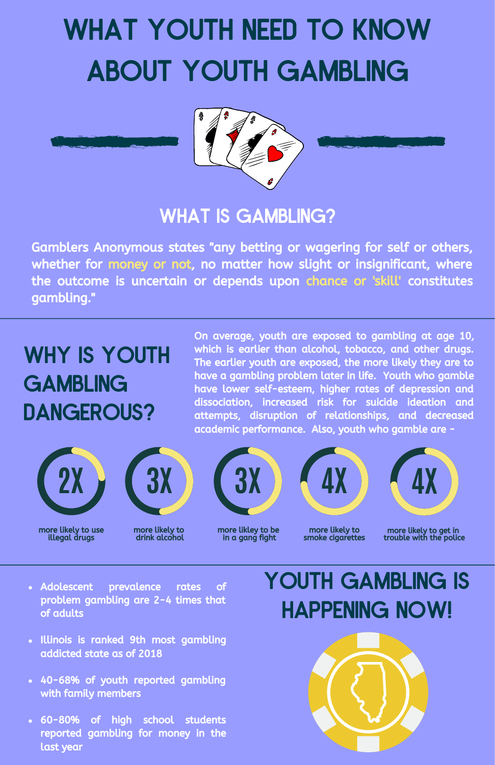# WHAT YOUTH NEED TO KNOW ABOUT YOUTH GAMBLING

## WHAT IS GAMBLING?

Gamblers Anonymous states "any betting or wagering for self or others, whether for money or not, no matter how slight or insignificant, where the outcome is uncertain or depends upon chance or 'skill' constitutes gambling."

## WHY IS YOUTH GAMBLING DANGEROUS?

On average, youth are exposed to gambling at age 10, which is earlier than alcohol, tobacco, and other drugs. The earlier youth are exposed, the more likely they are to have a gambling problem later in life. Youth who gamble have lower self-esteem, higher rates of depression and dissociation, increased risk for suicide ideation and attempts, disruption of relationships, and decreased academic performance. Also, youth who gamble are -

- **2X** more likely to use illegal drugs
- **3X** more likely to drink alcohol
- **3X** more likley to be in a gang fight
- **4X** more likely to smoke cigarettes
- **4X** more likely to get in trouble with the police

## YOUTH GAMBLING IS HAPPENING NOW!

- Adolescent prevalence rates of problem gambling are 2-4 times that of adults
- Illinois is ranked 9th most gambling addicted state as of 2018
- 40-68% of youth reported gambling with family members
- 60-80% of high school students reported gambling for money in the last year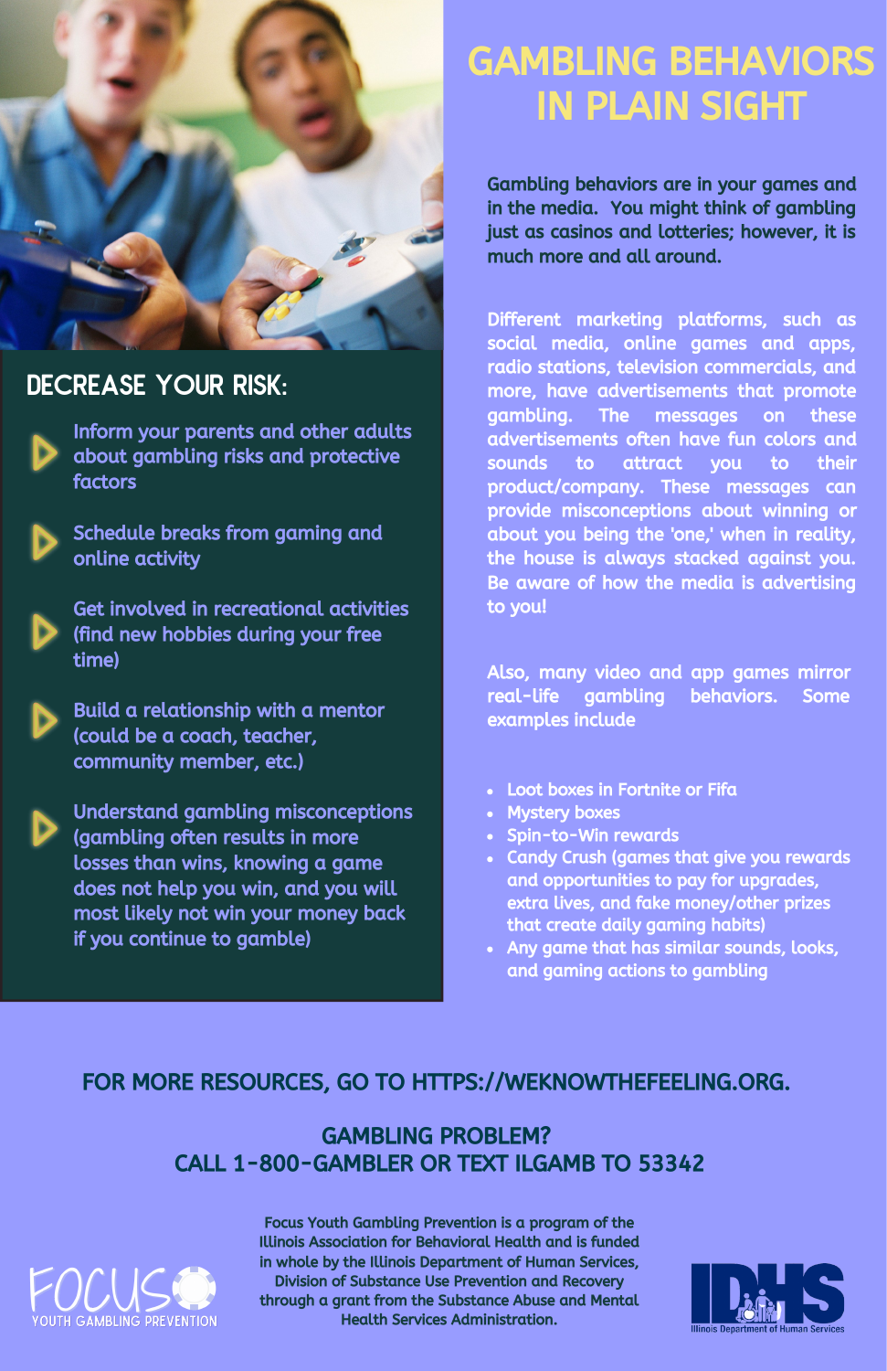# GAMBLING BEHAVIORS IN PLAIN SIGHT

Gambling behaviors are in your games and in the media. You might think of gambling just as casinos and lotteries; however, it is much more and all around.

Different marketing platforms, such as social media, online games and apps, radio stations, television commercials, and more, have advertisements that promote gambling. The messages on these advertisements often have fun colors and sounds to attract you to their product/company. These messages can provide misconceptions about winning or about you being the 'one,' when in reality, the house is always stacked against you. Be aware of how the media is advertising to you!

Also, many video and app games mirror real-life gambling behaviors. Some examples include

- Loot boxes in Fortnite or Fifa
- Mystery boxes
- Spin-to-Win rewards
- Candy Crush (games that give you rewards and opportunities to pay for upgrades, extra lives, and fake money/other prizes that create daily gaming habits)
- Any game that has similar sounds, looks, and gaming actions to gambling

## DECREASE YOUR RISK:

- Inform your parents and other adults about gambling risks and protective factors
- Schedule breaks from gaming and online activity
- Get involved in recreational activities (find new hobbies during your free time)
- Build a relationship with a mentor (could be a coach, teacher, community member, etc.)
- Understand gambling misconceptions (gambling often results in more losses than wins, knowing a game does not help you win, and you will most likely not win your money back if you continue to gamble)

**FOR MORE RESOURCES, GO TO HTTPS://WEKNOWTHEFEELING.ORG.**

**GAMBLING PROBLEM?**
**CALL 1-800-GAMBLER OR TEXT ILGAMB TO 53342**

FOCUS YOUTH GAMBLING PREVENTION

Focus Youth Gambling Prevention is a program of the Illinois Association for Behavioral Health and is funded in whole by the Illinois Department of Human Services, Division of Substance Use Prevention and Recovery through a grant from the Substance Abuse and Mental Health Services Administration.

IDHS Illinois Department of Human Services